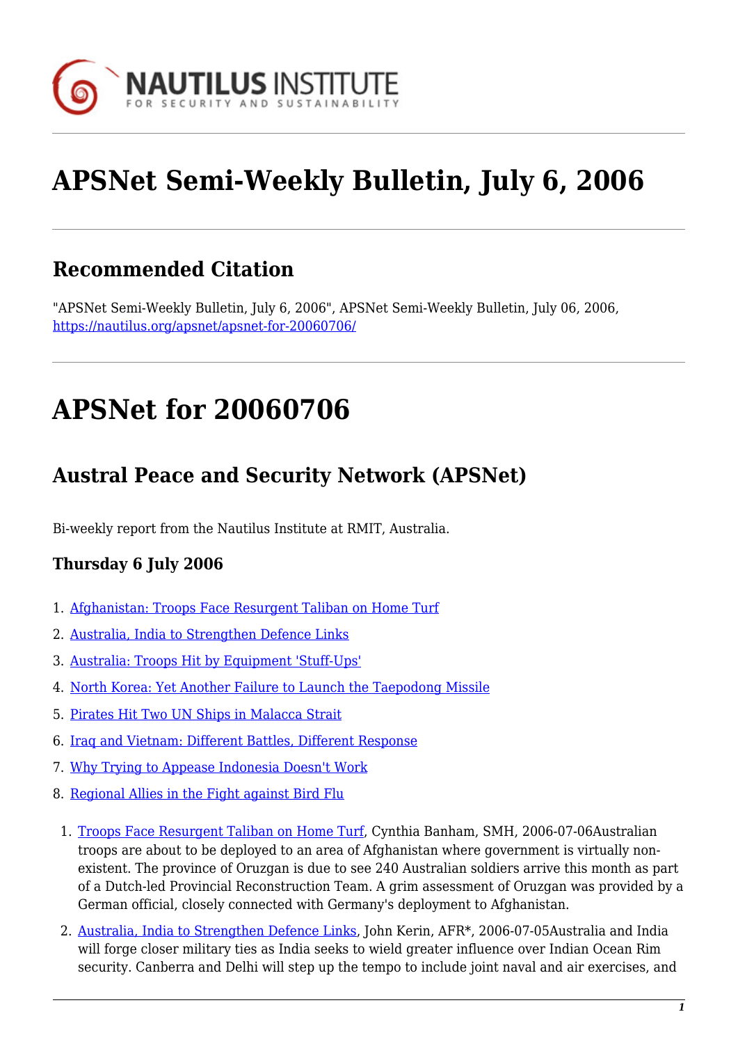# APSNet Semi-Weekly Bulletin, July 6, 2006

## Recommended Citation

"APSNet Semi-Weekly Bulletin, July 6, 2006", APSNet Semi-Weekly Bulletin, July 06, 2006, https://nautilus.org/apsnet/apsnet-for-20060706/

# APSNet for 20060706

## Austral Peace and Security Network (APSNet)

Bi-weekly report from the Nautilus Institute at RMIT, Australia.

### Thursday 6 July 2006

1. Afghanistan: Troops Face Resurgent Taliban on Home Turf
2. Australia, India to Strengthen Defence Links
3. Australia: Troops Hit by Equipment 'Stuff-Ups'
4. North Korea: Yet Another Failure to Launch the Taepodong Missile
5. Pirates Hit Two UN Ships in Malacca Strait
6. Iraq and Vietnam: Different Battles, Different Response
7. Why Trying to Appease Indonesia Doesn't Work
8. Regional Allies in the Fight against Bird Flu

1. Troops Face Resurgent Taliban on Home Turf, Cynthia Banham, SMH, 2006-07-06Australian troops are about to be deployed to an area of Afghanistan where government is virtually non-existent. The province of Oruzgan is due to see 240 Australian soldiers arrive this month as part of a Dutch-led Provincial Reconstruction Team. A grim assessment of Oruzgan was provided by a German official, closely connected with Germany's deployment to Afghanistan.
2. Australia, India to Strengthen Defence Links, John Kerin, AFR*, 2006-07-05Australia and India will forge closer military ties as India seeks to wield greater influence over Indian Ocean Rim security. Canberra and Delhi will step up the tempo to include joint naval and air exercises, and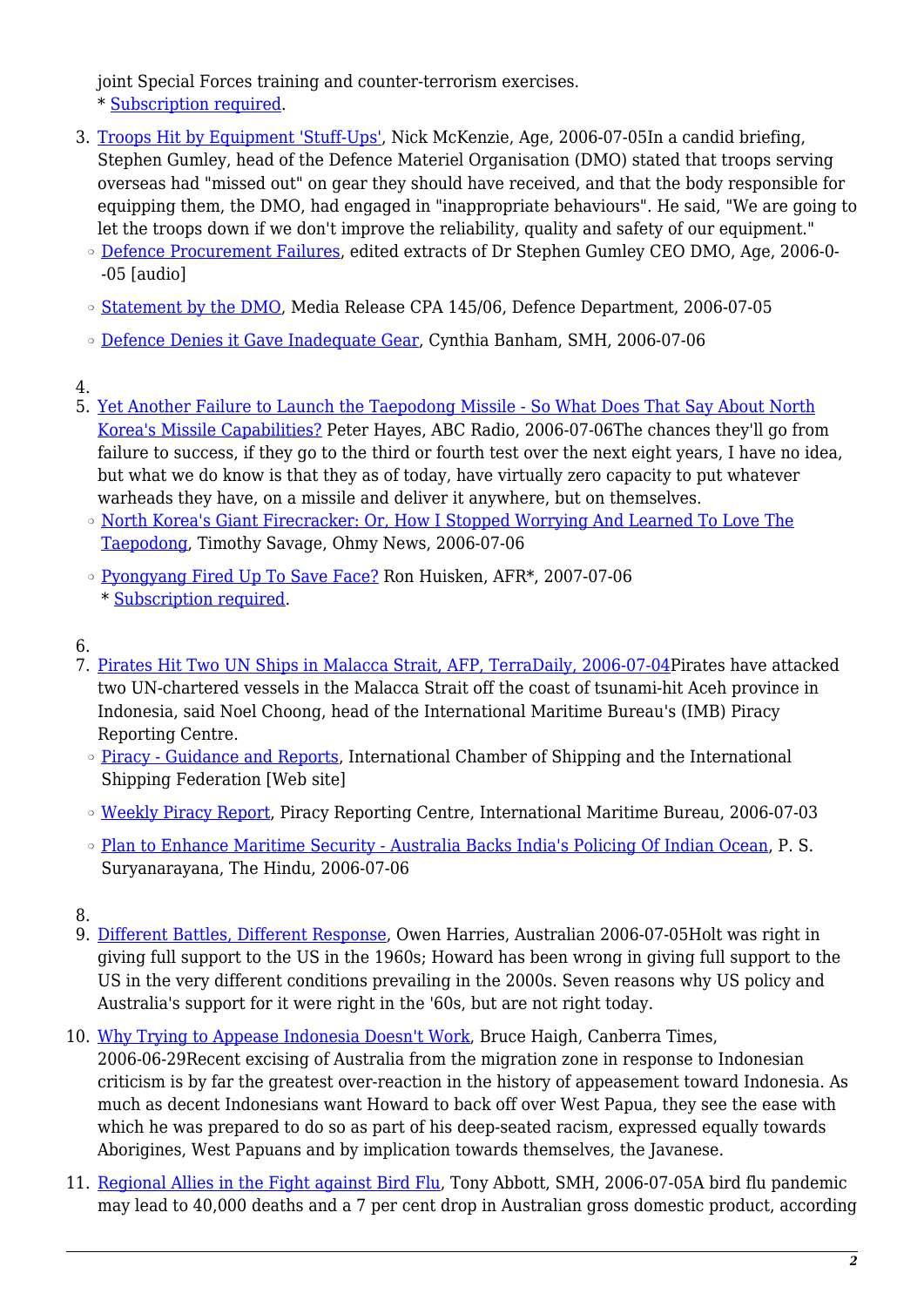joint Special Forces training and counter-terrorism exercises.
\* Subscription required.

3. Troops Hit by Equipment 'Stuff-Ups', Nick McKenzie, Age, 2006-07-05In a candid briefing, Stephen Gumley, head of the Defence Materiel Organisation (DMO) stated that troops serving overseas had "missed out" on gear they should have received, and that the body responsible for equipping them, the DMO, had engaged in "inappropriate behaviours". He said, "We are going to let the troops down if we don't improve the reliability, quality and safety of our equipment."
   - Defence Procurement Failures, edited extracts of Dr Stephen Gumley CEO DMO, Age, 2006-0--05 [audio]
   - Statement by the DMO, Media Release CPA 145/06, Defence Department, 2006-07-05
   - Defence Denies it Gave Inadequate Gear, Cynthia Banham, SMH, 2006-07-06
4. 
5. Yet Another Failure to Launch the Taepodong Missile - So What Does That Say About North Korea's Missile Capabilities? Peter Hayes, ABC Radio, 2006-07-06The chances they'll go from failure to success, if they go to the third or fourth test over the next eight years, I have no idea, but what we do know is that they as of today, have virtually zero capacity to put whatever warheads they have, on a missile and deliver it anywhere, but on themselves.
   - North Korea's Giant Firecracker: Or, How I Stopped Worrying And Learned To Love The Taepodong, Timothy Savage, Ohmy News, 2006-07-06
   - Pyongyang Fired Up To Save Face? Ron Huisken, AFR\*, 2007-07-06
     \* Subscription required.
6. 
7. Pirates Hit Two UN Ships in Malacca Strait, AFP, TerraDaily, 2006-07-04Pirates have attacked two UN-chartered vessels in the Malacca Strait off the coast of tsunami-hit Aceh province in Indonesia, said Noel Choong, head of the International Maritime Bureau's (IMB) Piracy Reporting Centre.
   - Piracy - Guidance and Reports, International Chamber of Shipping and the International Shipping Federation [Web site]
   - Weekly Piracy Report, Piracy Reporting Centre, International Maritime Bureau, 2006-07-03
   - Plan to Enhance Maritime Security - Australia Backs India's Policing Of Indian Ocean, P. S. Suryanarayana, The Hindu, 2006-07-06
8. 
9. Different Battles, Different Response, Owen Harries, Australian 2006-07-05Holt was right in giving full support to the US in the 1960s; Howard has been wrong in giving full support to the US in the very different conditions prevailing in the 2000s. Seven reasons why US policy and Australia's support for it were right in the '60s, but are not right today.
10. Why Trying to Appease Indonesia Doesn't Work, Bruce Haigh, Canberra Times, 2006-06-29Recent excising of Australia from the migration zone in response to Indonesian criticism is by far the greatest over-reaction in the history of appeasement toward Indonesia. As much as decent Indonesians want Howard to back off over West Papua, they see the ease with which he was prepared to do so as part of his deep-seated racism, expressed equally towards Aborigines, West Papuans and by implication towards themselves, the Javanese.
11. Regional Allies in the Fight against Bird Flu, Tony Abbott, SMH, 2006-07-05A bird flu pandemic may lead to 40,000 deaths and a 7 per cent drop in Australian gross domestic product, according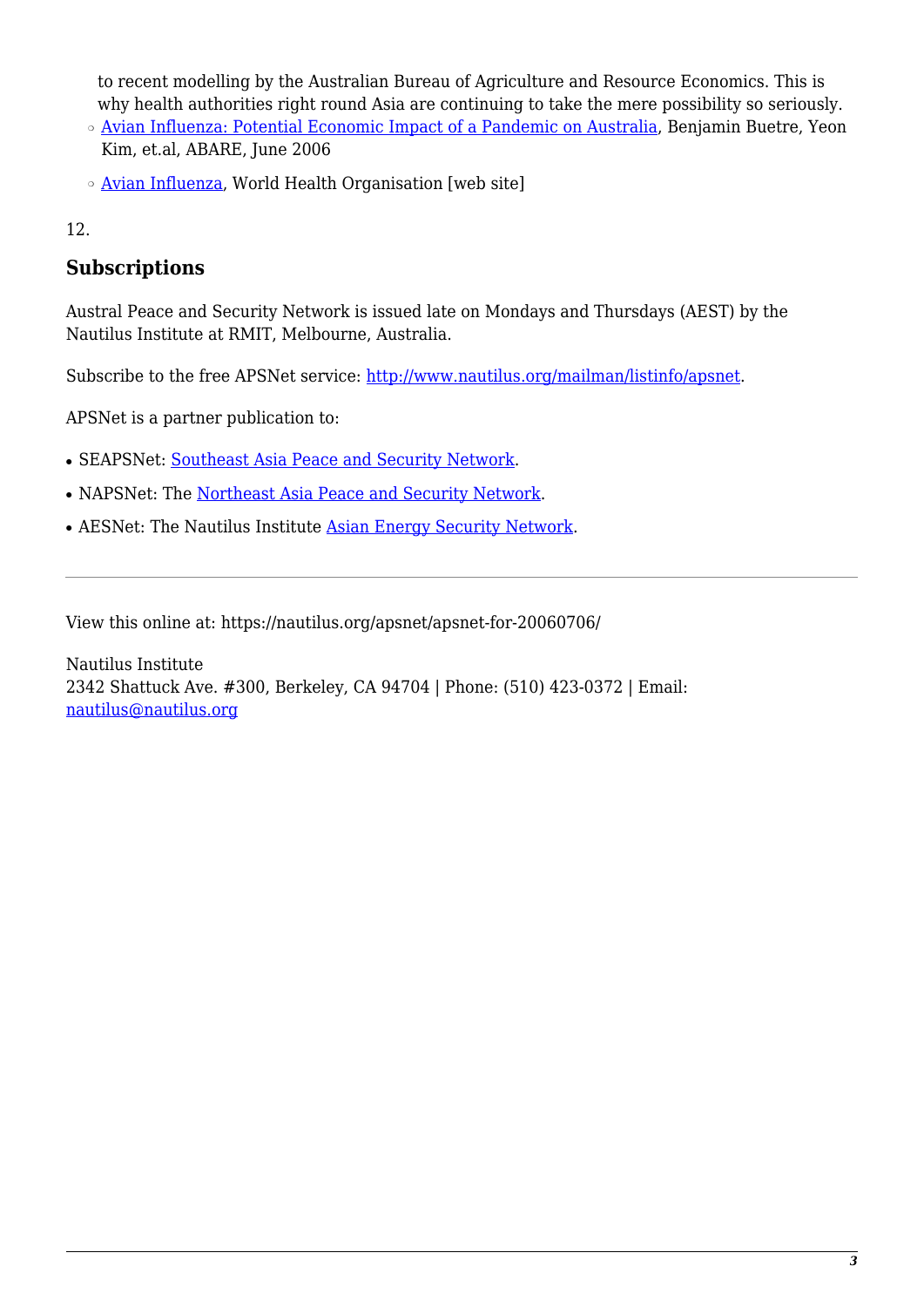to recent modelling by the Australian Bureau of Agriculture and Resource Economics. This is why health authorities right round Asia are continuing to take the mere possibility so seriously.

  - Avian Influenza: Potential Economic Impact of a Pandemic on Australia, Benjamin Buetre, Yeon Kim, et.al, ABARE, June 2006
  - Avian Influenza, World Health Organisation [web site]

12.

## Subscriptions

Austral Peace and Security Network is issued late on Mondays and Thursdays (AEST) by the Nautilus Institute at RMIT, Melbourne, Australia.

Subscribe to the free APSNet service: http://www.nautilus.org/mailman/listinfo/apsnet.

APSNet is a partner publication to:

- SEAPSNet: Southeast Asia Peace and Security Network.
- NAPSNet: The Northeast Asia Peace and Security Network.
- AESNet: The Nautilus Institute Asian Energy Security Network.

---

View this online at: https://nautilus.org/apsnet/apsnet-for-20060706/

Nautilus Institute
2342 Shattuck Ave. #300, Berkeley, CA 94704 | Phone: (510) 423-0372 | Email: nautilus@nautilus.org